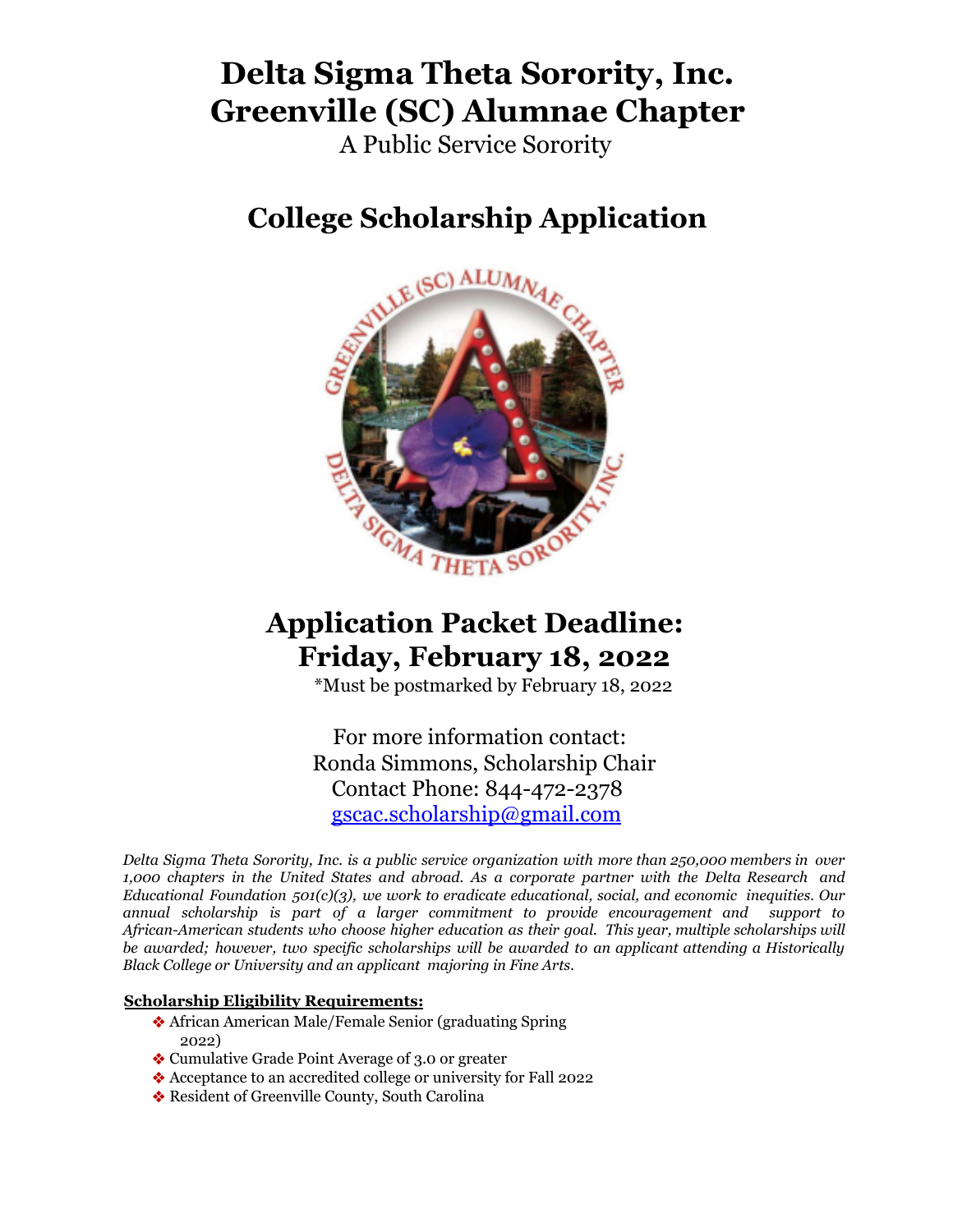# Delta Sigma Theta Sorority, Inc.
# Greenville (SC) Alumnae Chapter

A Public Service Sorority

## College Scholarship Application

## Application Packet Deadline: Friday, February 18, 2022

*Must be postmarked by February 18, 2022

For more information contact:
Ronda Simmons, Scholarship Chair
Contact Phone: 844-472-2378
gscac.scholarship@gmail.com

*Delta Sigma Theta Sorority, Inc. is a public service organization with more than 250,000 members in over 1,000 chapters in the United States and abroad. As a corporate partner with the Delta Research and Educational Foundation 501(c)(3), we work to eradicate educational, social, and economic inequities. Our annual scholarship is part of a larger commitment to provide encouragement and support to African-American students who choose higher education as their goal. This year, multiple scholarships will be awarded; however, two specific scholarships will be awarded to an applicant attending a Historically Black College or University and an applicant majoring in Fine Arts.*

**Scholarship Eligibility Requirements:**

- African American Male/Female Senior (graduating Spring 2022)
- Cumulative Grade Point Average of 3.0 or greater
- Acceptance to an accredited college or university for Fall 2022
- Resident of Greenville County, South Carolina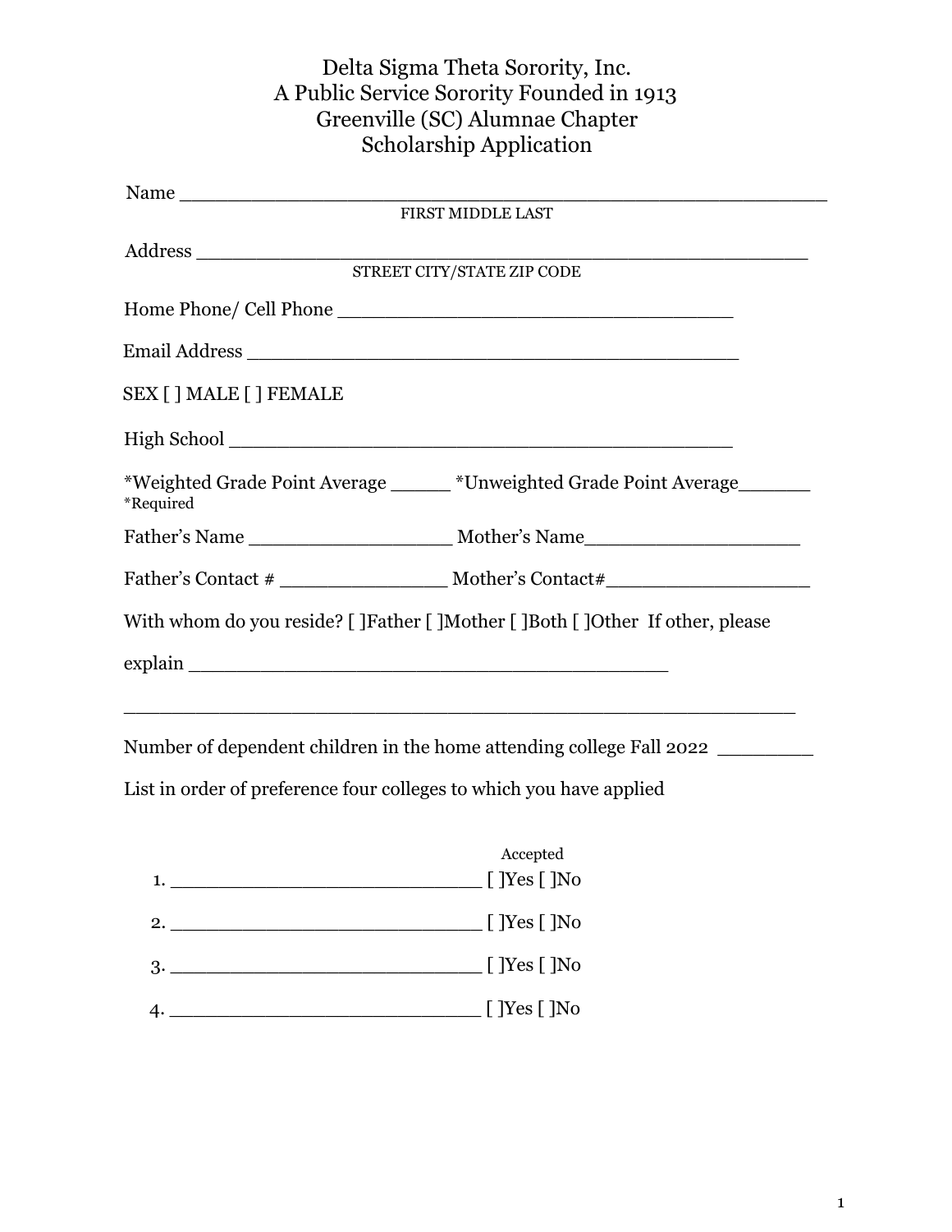# Delta Sigma Theta Sorority, Inc.
# A Public Service Sorority Founded in 1913
# Greenville (SC) Alumnae Chapter
# Scholarship Application

Name ________________________________________________________
FIRST MIDDLE LAST

Address _____________________________________________________
STREET CITY/STATE ZIP CODE

Home Phone/ Cell Phone ___________________________________

Email Address ___________________________________________

SEX [ ] MALE [ ] FEMALE

High School _____________________________________________

*Weighted Grade Point Average _____ *Unweighted Grade Point Average______
*Required

Father's Name _________________ Mother's Name__________________

Father's Contact # ______________ Mother's Contact#_________________

With whom do you reside? [ ]Father [ ]Mother [ ]Both [ ]Other If other, please

explain ________________________________________

__________________________________________________________

Number of dependent children in the home attending college Fall 2022 ________

List in order of preference four colleges to which you have applied

Accepted

1. __________________________ [ ]Yes [ ]No
2. __________________________ [ ]Yes [ ]No
3. __________________________ [ ]Yes [ ]No
4. __________________________ [ ]Yes [ ]No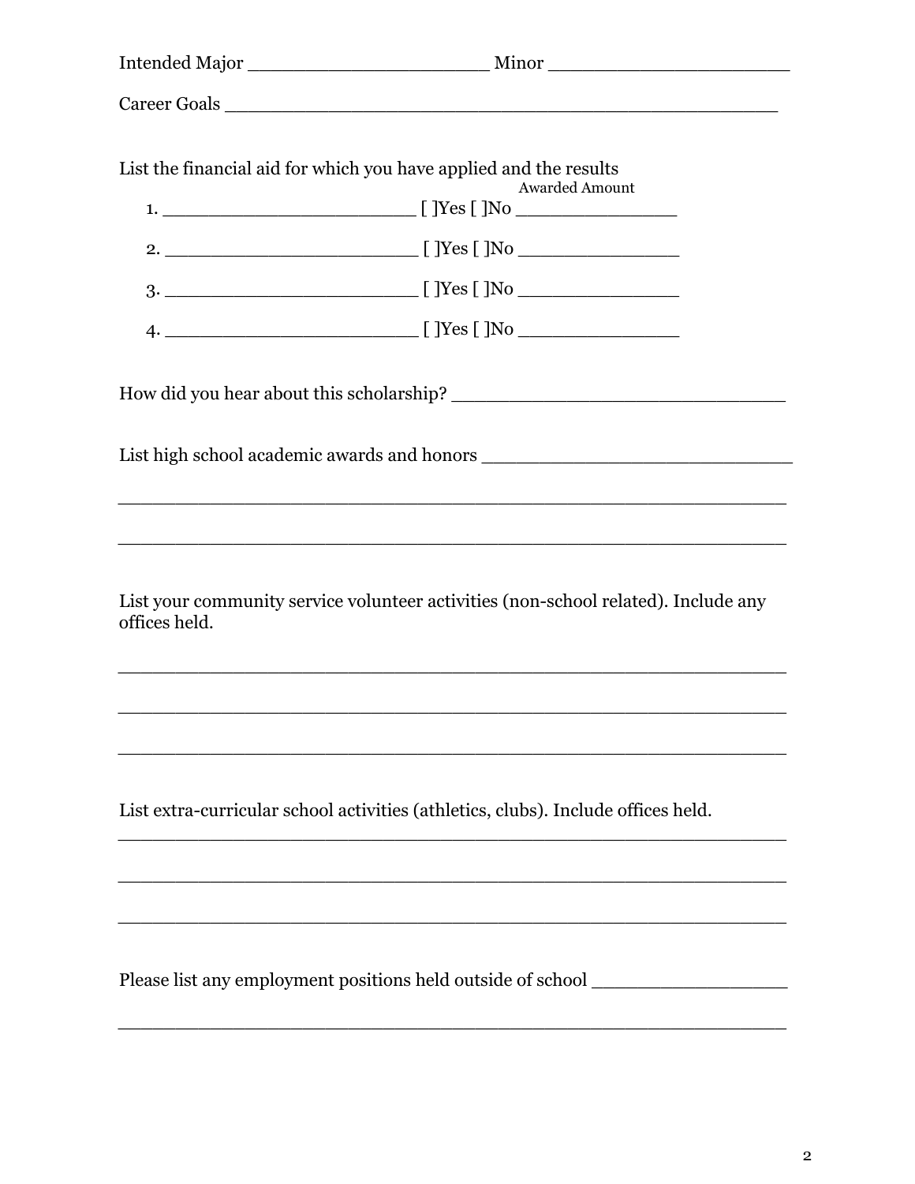Intended Major ______________________ Minor ______________________

Career Goals __________________________________________________

List the financial aid for which you have applied and the results

Awarded Amount

1. ______________________ [ ]Yes [ ]No _______________
2. ______________________ [ ]Yes [ ]No _______________
3. ______________________ [ ]Yes [ ]No _______________
4. ______________________ [ ]Yes [ ]No _______________

How did you hear about this scholarship? ______________________________

List high school academic awards and honors ____________________________

____________________________________________________________

____________________________________________________________

List your community service volunteer activities (non-school related). Include any offices held.

____________________________________________________________

____________________________________________________________

____________________________________________________________

List extra-curricular school activities (athletics, clubs). Include offices held.

____________________________________________________________

____________________________________________________________

____________________________________________________________

Please list any employment positions held outside of school __________________

____________________________________________________________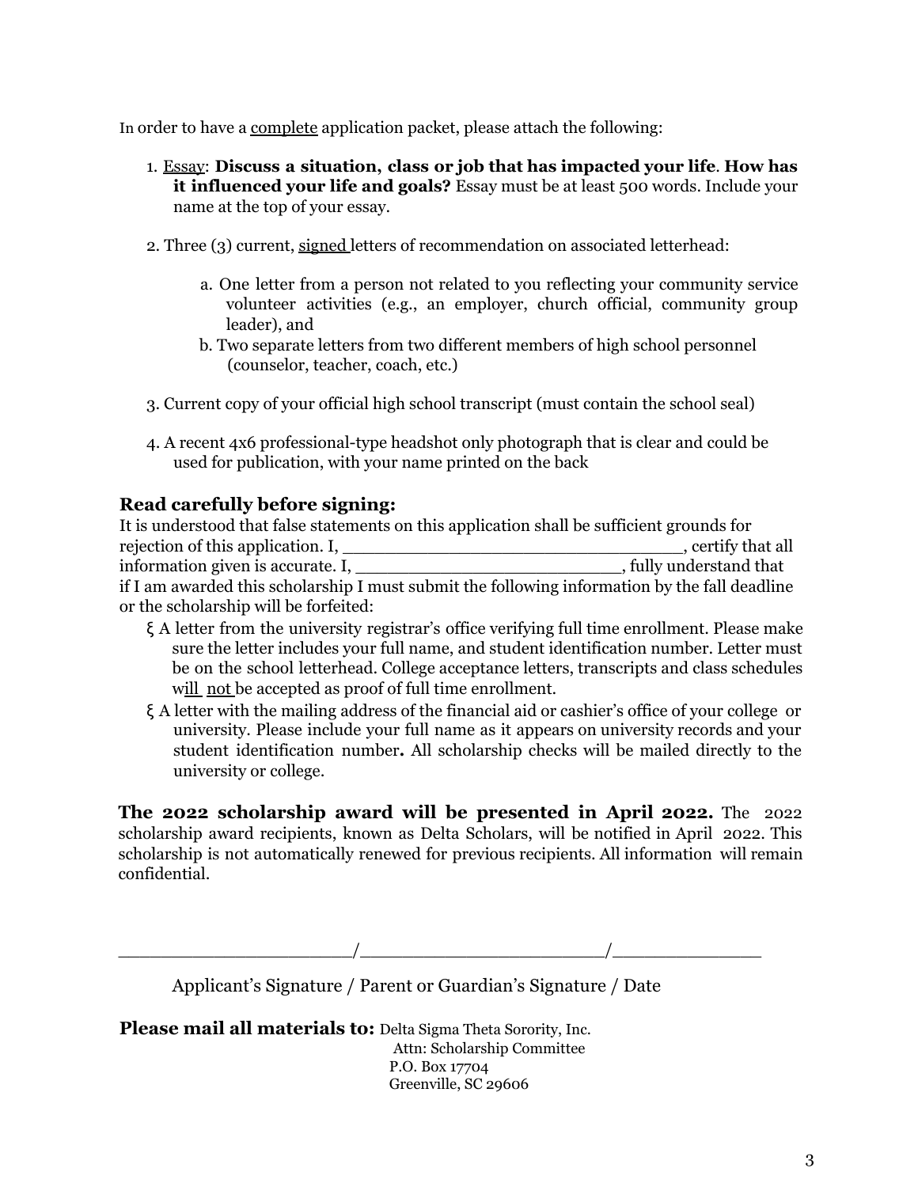In order to have a complete application packet, please attach the following:

1. Essay: **Discuss a situation, class or job that has impacted your life**. **How has it influenced your life and goals?** Essay must be at least 500 words. Include your name at the top of your essay.

2. Three (3) current, signed letters of recommendation on associated letterhead:

   a. One letter from a person not related to you reflecting your community service volunteer activities (e.g., an employer, church official, community group leader), and

   b. Two separate letters from two different members of high school personnel (counselor, teacher, coach, etc.)

3. Current copy of your official high school transcript (must contain the school seal)

4. A recent 4x6 professional-type headshot only photograph that is clear and could be used for publication, with your name printed on the back

## Read carefully before signing:

It is understood that false statements on this application shall be sufficient grounds for rejection of this application. I, ________________________________, certify that all information given is accurate. I, _________________________, fully understand that if I am awarded this scholarship I must submit the following information by the fall deadline or the scholarship will be forfeited:

- A letter from the university registrar's office verifying full time enrollment. Please make sure the letter includes your full name, and student identification number. Letter must be on the school letterhead. College acceptance letters, transcripts and class schedules will not be accepted as proof of full time enrollment.
- A letter with the mailing address of the financial aid or cashier's office of your college or university. Please include your full name as it appears on university records and your student identification number**.** All scholarship checks will be mailed directly to the university or college.

**The 2022 scholarship award will be presented in April 2022.** The 2022 scholarship award recipients, known as Delta Scholars, will be notified in April 2022. This scholarship is not automatically renewed for previous recipients. All information will remain confidential.

______________________/______________________/______________

Applicant's Signature / Parent or Guardian's Signature / Date

**Please mail all materials to:** Delta Sigma Theta Sorority, Inc.
Attn: Scholarship Committee
P.O. Box 17704
Greenville, SC 29606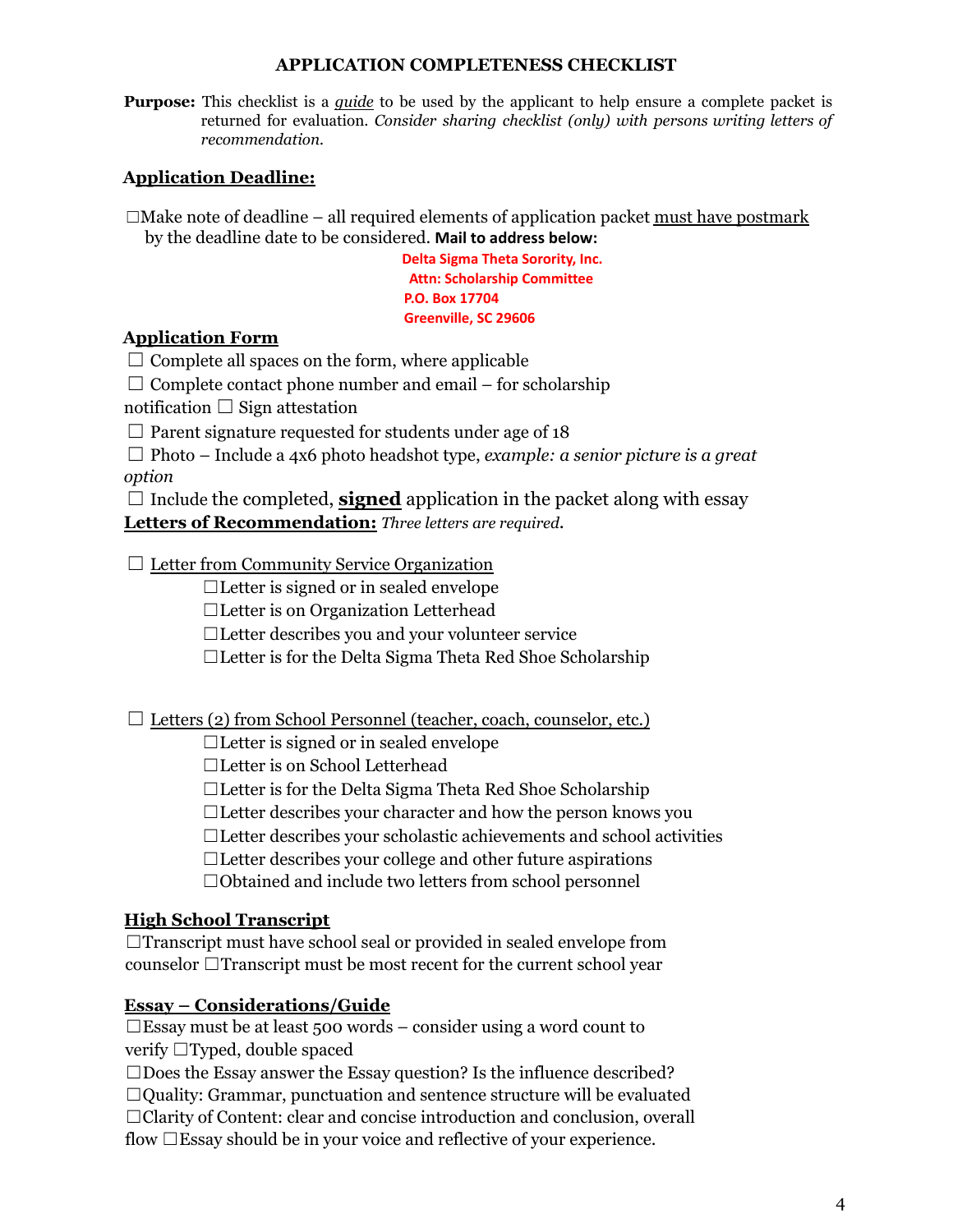## APPLICATION COMPLETENESS CHECKLIST

**Purpose:** This checklist is a *guide* to be used by the applicant to help ensure a complete packet is returned for evaluation. *Consider sharing checklist (only) with persons writing letters of recommendation.*

### Application Deadline:

☐Make note of deadline – all required elements of application packet must have postmark by the deadline date to be considered. **Mail to address below:**

**Delta Sigma Theta Sorority, Inc.**
**Attn: Scholarship Committee**
**P.O. Box 17704**
**Greenville, SC 29606**

### Application Form

☐ Complete all spaces on the form, where applicable

☐ Complete contact phone number and email – for scholarship notification ☐ Sign attestation

☐ Parent signature requested for students under age of 18

☐ Photo – Include a 4x6 photo headshot type, *example: a senior picture is a great option*

☐ Include the completed, **signed** application in the packet along with essay

### Letters of Recommendation: *Three letters are required.*

☐ Letter from Community Service Organization

- ☐Letter is signed or in sealed envelope
- ☐Letter is on Organization Letterhead
- ☐Letter describes you and your volunteer service
- ☐Letter is for the Delta Sigma Theta Red Shoe Scholarship

☐ Letters (2) from School Personnel (teacher, coach, counselor, etc.)

- ☐Letter is signed or in sealed envelope
- ☐Letter is on School Letterhead
- ☐Letter is for the Delta Sigma Theta Red Shoe Scholarship
- ☐Letter describes your character and how the person knows you
- ☐Letter describes your scholastic achievements and school activities
- ☐Letter describes your college and other future aspirations
- ☐Obtained and include two letters from school personnel

### High School Transcript

☐Transcript must have school seal or provided in sealed envelope from counselor ☐Transcript must be most recent for the current school year

### Essay – Considerations/Guide

☐Essay must be at least 500 words – consider using a word count to verify ☐Typed, double spaced

☐Does the Essay answer the Essay question? Is the influence described?

☐Quality: Grammar, punctuation and sentence structure will be evaluated

☐Clarity of Content: clear and concise introduction and conclusion, overall flow ☐Essay should be in your voice and reflective of your experience.